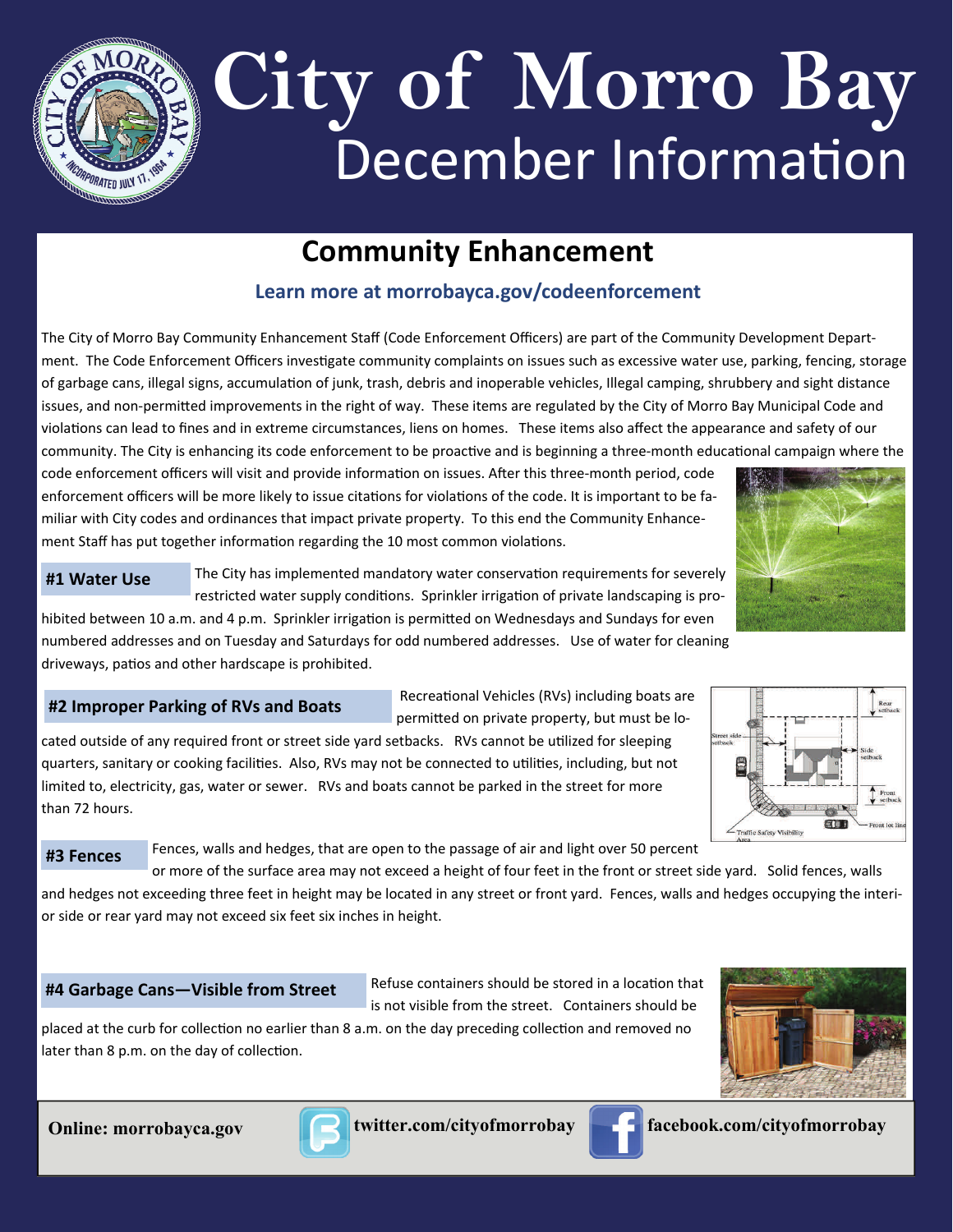# City of Morro Bay
## December Information

## Community Enhancement

**Learn more at morrobayca.gov/codeenforcement**

The City of Morro Bay Community Enhancement Staff (Code Enforcement Officers) are part of the Community Development Department. The Code Enforcement Officers investigate community complaints on issues such as excessive water use, parking, fencing, storage of garbage cans, illegal signs, accumulation of junk, trash, debris and inoperable vehicles, Illegal camping, shrubbery and sight distance issues, and non-permitted improvements in the right of way. These items are regulated by the City of Morro Bay Municipal Code and violations can lead to fines and in extreme circumstances, liens on homes. These items also affect the appearance and safety of our community. The City is enhancing its code enforcement to be proactive and is beginning a three-month educational campaign where the code enforcement officers will visit and provide information on issues. After this three-month period, code enforcement officers will be more likely to issue citations for violations of the code. It is important to be familiar with City codes and ordinances that impact private property. To this end the Community Enhancement Staff has put together information regarding the 10 most common violations.

### #1 Water Use

The City has implemented mandatory water conservation requirements for severely restricted water supply conditions. Sprinkler irrigation of private landscaping is prohibited between 10 a.m. and 4 p.m. Sprinkler irrigation is permitted on Wednesdays and Sundays for even numbered addresses and on Tuesday and Saturdays for odd numbered addresses. Use of water for cleaning driveways, patios and other hardscape is prohibited.

### #2 Improper Parking of RVs and Boats

Recreational Vehicles (RVs) including boats are permitted on private property, but must be located outside of any required front or street side yard setbacks. RVs cannot be utilized for sleeping quarters, sanitary or cooking facilities. Also, RVs may not be connected to utilities, including, but not limited to, electricity, gas, water or sewer. RVs and boats cannot be parked in the street for more than 72 hours.

### #3 Fences

Fences, walls and hedges, that are open to the passage of air and light over 50 percent or more of the surface area may not exceed a height of four feet in the front or street side yard. Solid fences, walls and hedges not exceeding three feet in height may be located in any street or front yard. Fences, walls and hedges occupying the interior side or rear yard may not exceed six feet six inches in height.

### #4 Garbage Cans—Visible from Street

Refuse containers should be stored in a location that is not visible from the street. Containers should be placed at the curb for collection no earlier than 8 a.m. on the day preceding collection and removed no later than 8 p.m. on the day of collection.

**Online: morrobayca.gov** | **twitter.com/cityofmorrobay** | **facebook.com/cityofmorrobay**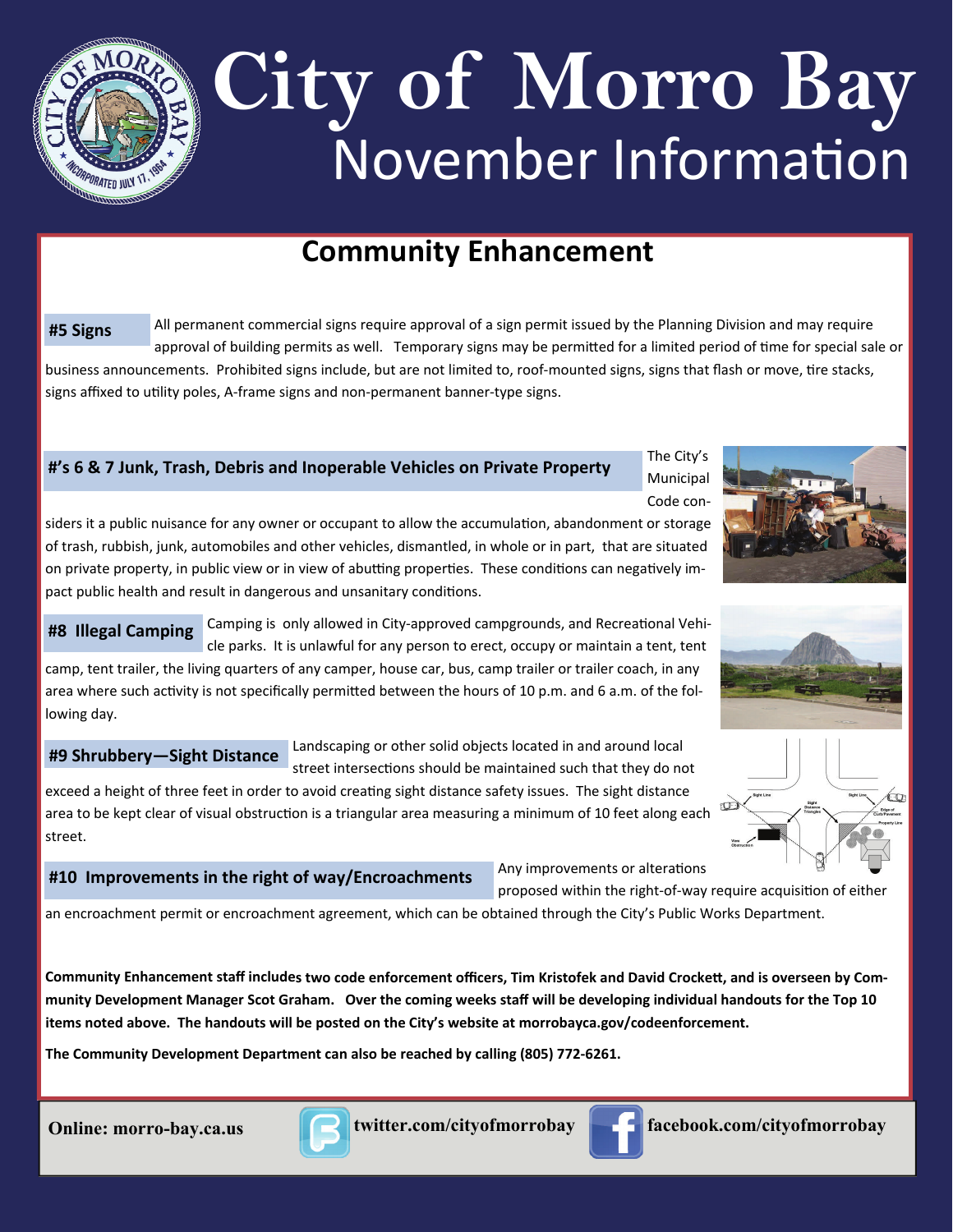# City of Morro Bay

## November Information

## Community Enhancement

**#5 Signs** All permanent commercial signs require approval of a sign permit issued by the Planning Division and may require approval of building permits as well. Temporary signs may be permitted for a limited period of time for special sale or business announcements. Prohibited signs include, but are not limited to, roof-mounted signs, signs that flash or move, tire stacks, signs affixed to utility poles, A-frame signs and non-permanent banner-type signs.

**#'s 6 & 7 Junk, Trash, Debris and Inoperable Vehicles on Private Property** The City's Municipal Code considers it a public nuisance for any owner or occupant to allow the accumulation, abandonment or storage of trash, rubbish, junk, automobiles and other vehicles, dismantled, in whole or in part, that are situated on private property, in public view or in view of abutting properties. These conditions can negatively impact public health and result in dangerous and unsanitary conditions.

**#8 Illegal Camping** Camping is only allowed in City-approved campgrounds, and Recreational Vehicle parks. It is unlawful for any person to erect, occupy or maintain a tent, tent camp, tent trailer, the living quarters of any camper, house car, bus, camp trailer or trailer coach, in any area where such activity is not specifically permitted between the hours of 10 p.m. and 6 a.m. of the following day.

**#9 Shrubbery—Sight Distance** Landscaping or other solid objects located in and around local street intersections should be maintained such that they do not exceed a height of three feet in order to avoid creating sight distance safety issues. The sight distance area to be kept clear of visual obstruction is a triangular area measuring a minimum of 10 feet along each street.

**#10 Improvements in the right of way/Encroachments** Any improvements or alterations proposed within the right-of-way require acquisition of either an encroachment permit or encroachment agreement, which can be obtained through the City's Public Works Department.

**Community Enhancement staff includes two code enforcement officers, Tim Kristofek and David Crockett, and is overseen by Community Development Manager Scot Graham. Over the coming weeks staff will be developing individual handouts for the Top 10 items noted above. The handouts will be posted on the City's website at morrobayca.gov/codeenforcement.**

**The Community Development Department can also be reached by calling (805) 772-6261.**

**Online: morro-bay.ca.us** **twitter.com/cityofmorrobay** **facebook.com/cityofmorrobay**